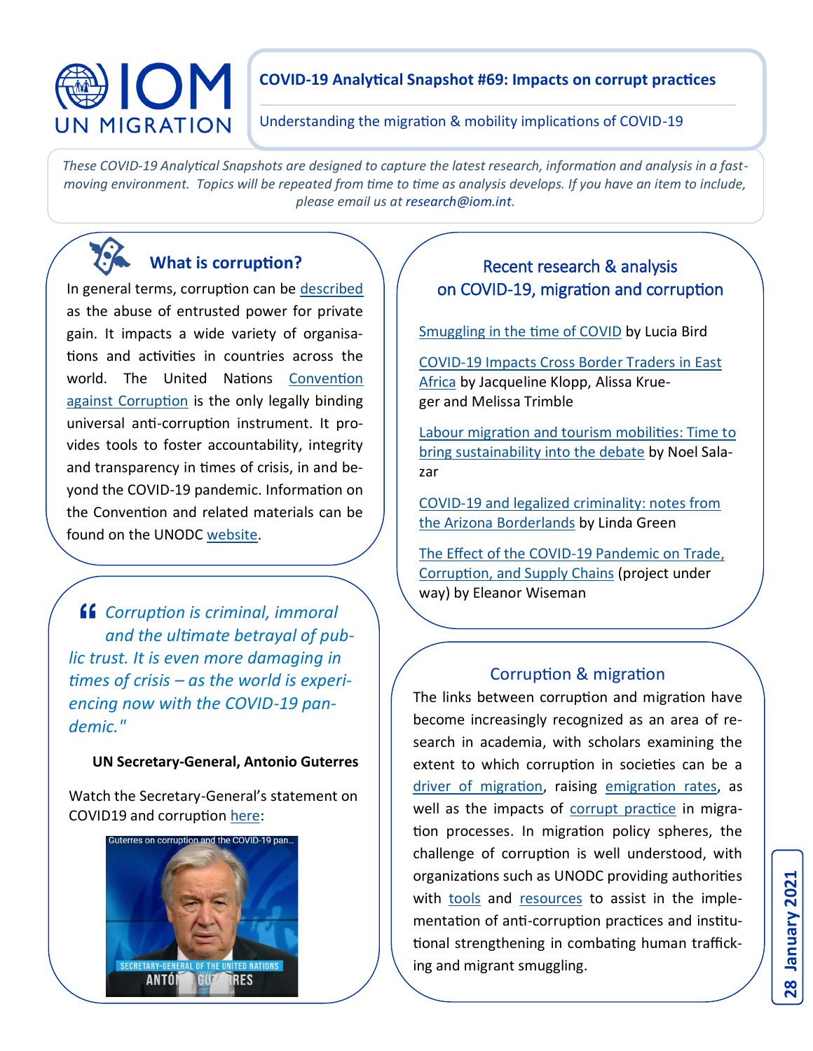# COVID-19 Analytical Snapshot #69: Impacts on corrupt practices

Understanding the migration & mobility implications of COVID-19

*These COVID-19 Analytical Snapshots are designed to capture the latest research, information and analysis in a fast-moving environment. Topics will be repeated from time to time as analysis develops. If you have an item to include, please email us at research@iom.int.*

## What is corruption?

In general terms, corruption can be described as the abuse of entrusted power for private gain. It impacts a wide variety of organisations and activities in countries across the world. The United Nations Convention against Corruption is the only legally binding universal anti-corruption instrument. It provides tools to foster accountability, integrity and transparency in times of crisis, in and beyond the COVID-19 pandemic. Information on the Convention and related materials can be found on the UNODC website.

> *"Corruption is criminal, immoral and the ultimate betrayal of public trust. It is even more damaging in times of crisis – as the world is experiencing now with the COVID-19 pandemic."*
>
> **UN Secretary-General, Antonio Guterres**

Watch the Secretary-General's statement on COVID19 and corruption here:

## Recent research & analysis on COVID-19, migration and corruption

Smuggling in the time of COVID by Lucia Bird

COVID-19 Impacts Cross Border Traders in East Africa by Jacqueline Klopp, Alissa Krueger and Melissa Trimble

Labour migration and tourism mobilities: Time to bring sustainability into the debate by Noel Salazar

COVID-19 and legalized criminality: notes from the Arizona Borderlands by Linda Green

The Effect of the COVID-19 Pandemic on Trade, Corruption, and Supply Chains (project under way) by Eleanor Wiseman

## Corruption & migration

The links between corruption and migration have become increasingly recognized as an area of research in academia, with scholars examining the extent to which corruption in societies can be a driver of migration, raising emigration rates, as well as the impacts of corrupt practice in migration processes. In migration policy spheres, the challenge of corruption is well understood, with organizations such as UNODC providing authorities with tools and resources to assist in the implementation of anti-corruption practices and institutional strengthening in combating human trafficking and migrant smuggling.

28 January 2021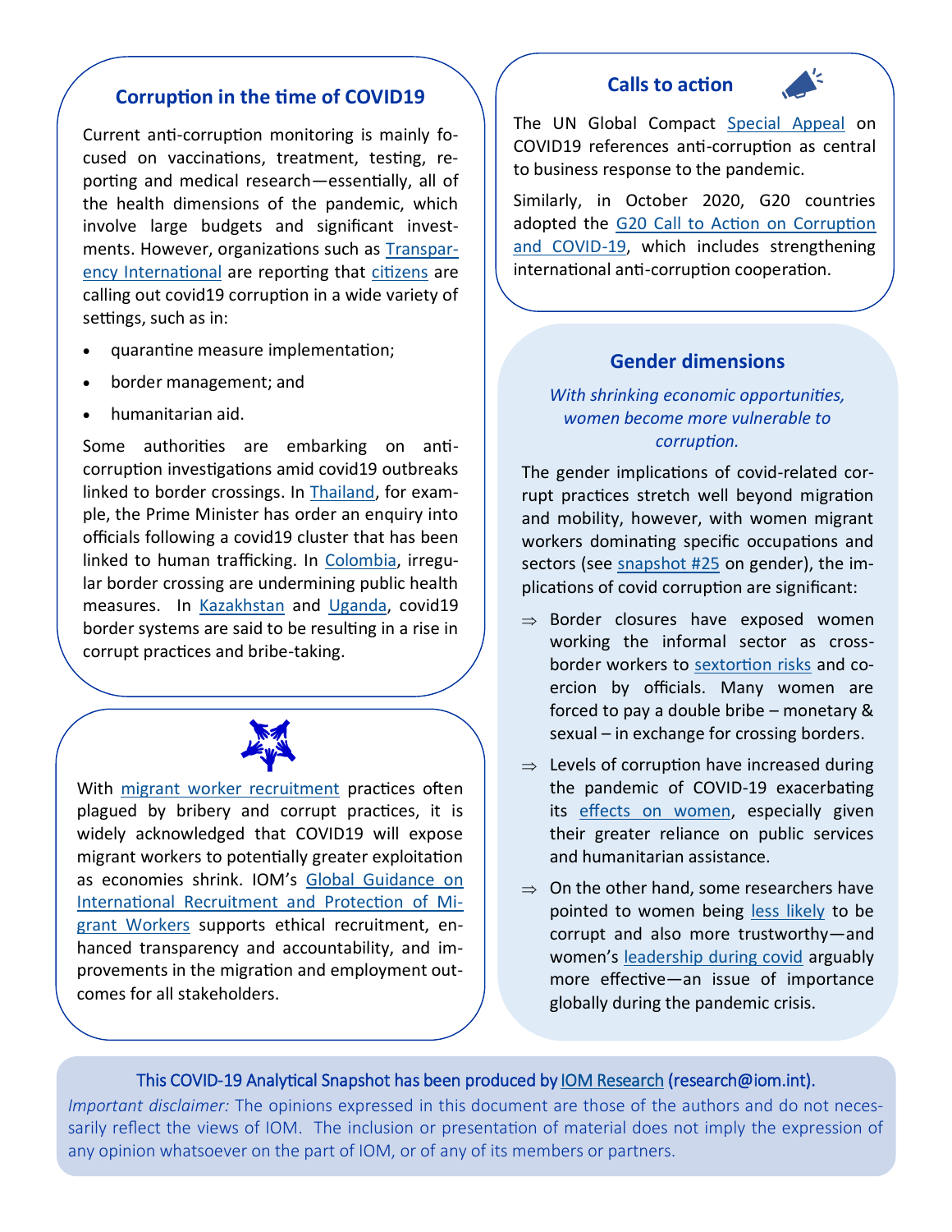## Corruption in the time of COVID19

Current anti-corruption monitoring is mainly focused on vaccinations, treatment, testing, reporting and medical research—essentially, all of the health dimensions of the pandemic, which involve large budgets and significant investments. However, organizations such as Transparency International are reporting that citizens are calling out covid19 corruption in a wide variety of settings, such as in:

- quarantine measure implementation;
- border management; and
- humanitarian aid.

Some authorities are embarking on anti-corruption investigations amid covid19 outbreaks linked to border crossings. In Thailand, for example, the Prime Minister has order an enquiry into officials following a covid19 cluster that has been linked to human trafficking. In Colombia, irregular border crossing are undermining public health measures. In Kazakhstan and Uganda, covid19 border systems are said to be resulting in a rise in corrupt practices and bribe-taking.

With migrant worker recruitment practices often plagued by bribery and corrupt practices, it is widely acknowledged that COVID19 will expose migrant workers to potentially greater exploitation as economies shrink. IOM's Global Guidance on International Recruitment and Protection of Migrant Workers supports ethical recruitment, enhanced transparency and accountability, and improvements in the migration and employment outcomes for all stakeholders.

## Calls to action

The UN Global Compact Special Appeal on COVID19 references anti-corruption as central to business response to the pandemic.

Similarly, in October 2020, G20 countries adopted the G20 Call to Action on Corruption and COVID-19, which includes strengthening international anti-corruption cooperation.

## Gender dimensions

*With shrinking economic opportunities, women become more vulnerable to corruption.*

The gender implications of covid-related corrupt practices stretch well beyond migration and mobility, however, with women migrant workers dominating specific occupations and sectors (see snapshot #25 on gender), the implications of covid corruption are significant:

⇒ Border closures have exposed women working the informal sector as cross-border workers to sextortion risks and coercion by officials. Many women are forced to pay a double bribe – monetary & sexual – in exchange for crossing borders.

⇒ Levels of corruption have increased during the pandemic of COVID-19 exacerbating its effects on women, especially given their greater reliance on public services and humanitarian assistance.

⇒ On the other hand, some researchers have pointed to women being less likely to be corrupt and also more trustworthy—and women's leadership during covid arguably more effective—an issue of importance globally during the pandemic crisis.

This COVID-19 Analytical Snapshot has been produced by IOM Research (research@iom.int).

*Important disclaimer:* The opinions expressed in this document are those of the authors and do not necessarily reflect the views of IOM. The inclusion or presentation of material does not imply the expression of any opinion whatsoever on the part of IOM, or of any of its members or partners.